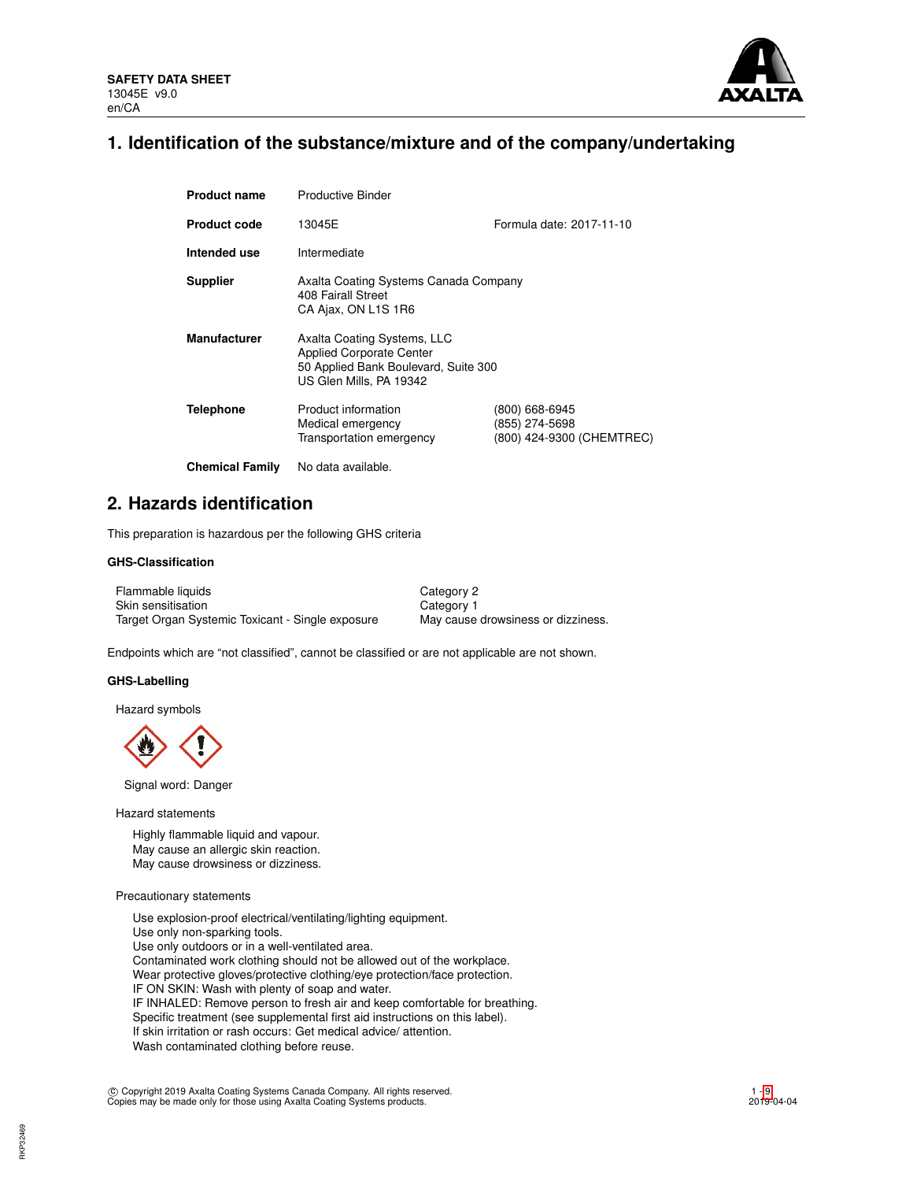**SAFETY DATA SHEET**
13045E v9.0
en/CA

# 1. Identification of the substance/mixture and of the company/undertaking

| | | |
|---|---|---|
| **Product name** | Productive Binder | |
| **Product code** | 13045E | Formula date: 2017-11-10 |
| **Intended use** | Intermediate | |
| **Supplier** | Axalta Coating Systems Canada Company<br>408 Fairall Street<br>CA Ajax, ON L1S 1R6 | |
| **Manufacturer** | Axalta Coating Systems, LLC<br>Applied Corporate Center<br>50 Applied Bank Boulevard, Suite 300<br>US Glen Mills, PA 19342 | |
| **Telephone** | Product information<br>Medical emergency<br>Transportation emergency | (800) 668-6945<br>(855) 274-5698<br>(800) 424-9300 (CHEMTREC) |
| **Chemical Family** | No data available. | |

# 2. Hazards identification

This preparation is hazardous per the following GHS criteria

### GHS-Classification

| | |
|---|---|
| Flammable liquids | Category 2 |
| Skin sensitisation | Category 1 |
| Target Organ Systemic Toxicant - Single exposure | May cause drowsiness or dizziness. |

Endpoints which are "not classified", cannot be classified or are not applicable are not shown.

### GHS-Labelling

Hazard symbols

Signal word: Danger

Hazard statements

Highly flammable liquid and vapour.
May cause an allergic skin reaction.
May cause drowsiness or dizziness.

Precautionary statements

Use explosion-proof electrical/ventilating/lighting equipment.
Use only non-sparking tools.
Use only outdoors or in a well-ventilated area.
Contaminated work clothing should not be allowed out of the workplace.
Wear protective gloves/protective clothing/eye protection/face protection.
IF ON SKIN: Wash with plenty of soap and water.
IF INHALED: Remove person to fresh air and keep comfortable for breathing.
Specific treatment (see supplemental first aid instructions on this label).
If skin irritation or rash occurs: Get medical advice/ attention.
Wash contaminated clothing before reuse.

© Copyright 2019 Axalta Coating Systems Canada Company. All rights reserved.
Copies may be made only for those using Axalta Coating Systems products.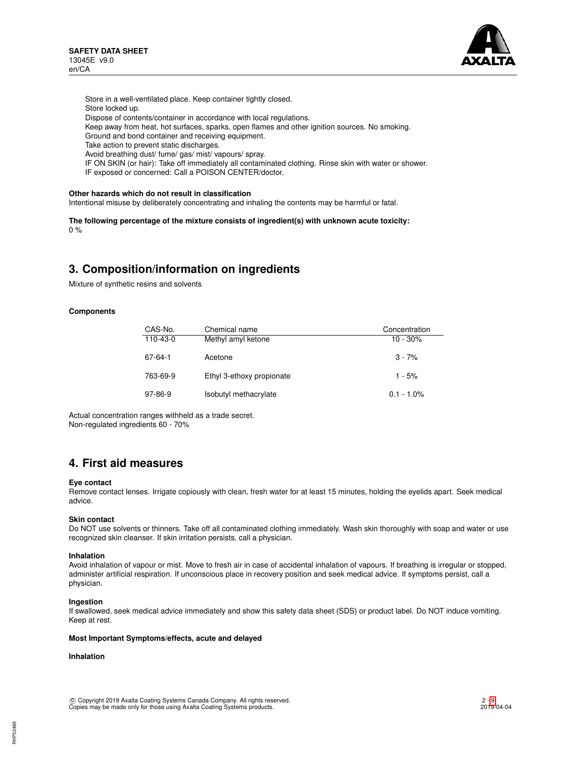Store in a well-ventilated place. Keep container tightly closed.
Store locked up.
Dispose of contents/container in accordance with local regulations.
Keep away from heat, hot surfaces, sparks, open flames and other ignition sources. No smoking.
Ground and bond container and receiving equipment.
Take action to prevent static discharges.
Avoid breathing dust/ fume/ gas/ mist/ vapours/ spray.
IF ON SKIN (or hair): Take off immediately all contaminated clothing. Rinse skin with water or shower.
IF exposed or concerned: Call a POISON CENTER/doctor.

**Other hazards which do not result in classification**

Intentional misuse by deliberately concentrating and inhaling the contents may be harmful or fatal.

**The following percentage of the mixture consists of ingredient(s) with unknown acute toxicity:**
0 %

## 3. Composition/information on ingredients

Mixture of synthetic resins and solvents

**Components**

| CAS-No. | Chemical name | Concentration |
|---|---|---|
| 110-43-0 | Methyl amyl ketone | 10 - 30% |
| 67-64-1 | Acetone | 3 - 7% |
| 763-69-9 | Ethyl 3-ethoxy propionate | 1 - 5% |
| 97-86-9 | Isobutyl methacrylate | 0.1 - 1.0% |

Actual concentration ranges withheld as a trade secret.
Non-regulated ingredients 60 - 70%

## 4. First aid measures

**Eye contact**

Remove contact lenses. Irrigate copiously with clean, fresh water for at least 15 minutes, holding the eyelids apart. Seek medical advice.

**Skin contact**

Do NOT use solvents or thinners. Take off all contaminated clothing immediately. Wash skin thoroughly with soap and water or use recognized skin cleanser. If skin irritation persists, call a physician.

**Inhalation**

Avoid inhalation of vapour or mist. Move to fresh air in case of accidental inhalation of vapours. If breathing is irregular or stopped, administer artificial respiration. If unconscious place in recovery position and seek medical advice. If symptoms persist, call a physician.

**Ingestion**

If swallowed, seek medical advice immediately and show this safety data sheet (SDS) or product label. Do NOT induce vomiting. Keep at rest.

**Most Important Symptoms/effects, acute and delayed**

**Inhalation**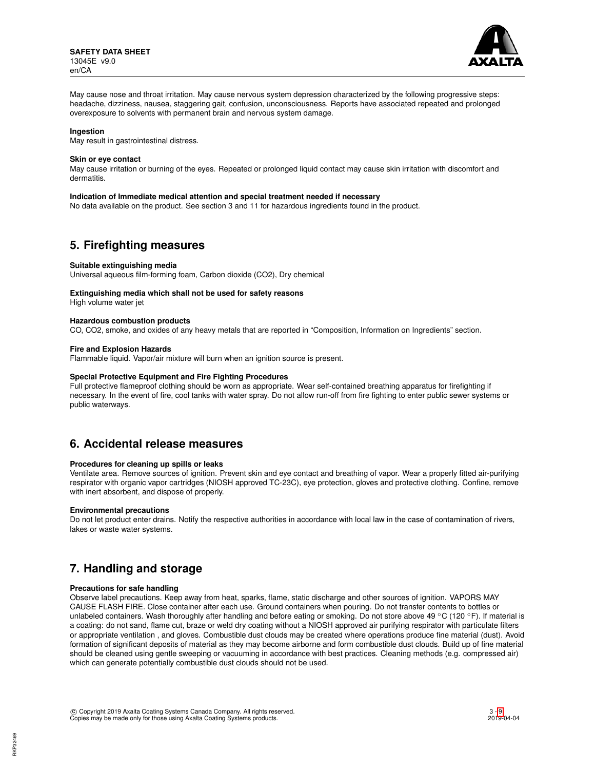May cause nose and throat irritation. May cause nervous system depression characterized by the following progressive steps: headache, dizziness, nausea, staggering gait, confusion, unconsciousness. Reports have associated repeated and prolonged overexposure to solvents with permanent brain and nervous system damage.

**Ingestion**

May result in gastrointestinal distress.

**Skin or eye contact**

May cause irritation or burning of the eyes. Repeated or prolonged liquid contact may cause skin irritation with discomfort and dermatitis.

**Indication of Immediate medical attention and special treatment needed if necessary**

No data available on the product. See section 3 and 11 for hazardous ingredients found in the product.

## 5. Firefighting measures

**Suitable extinguishing media**

Universal aqueous film-forming foam, Carbon dioxide ($CO_2$), Dry chemical

**Extinguishing media which shall not be used for safety reasons**

High volume water jet

**Hazardous combustion products**

CO, $CO_2$, smoke, and oxides of any heavy metals that are reported in “Composition, Information on Ingredients” section.

**Fire and Explosion Hazards**

Flammable liquid. Vapor/air mixture will burn when an ignition source is present.

**Special Protective Equipment and Fire Fighting Procedures**

Full protective flameproof clothing should be worn as appropriate. Wear self-contained breathing apparatus for firefighting if necessary. In the event of fire, cool tanks with water spray. Do not allow run-off from fire fighting to enter public sewer systems or public waterways.

## 6. Accidental release measures

**Procedures for cleaning up spills or leaks**

Ventilate area. Remove sources of ignition. Prevent skin and eye contact and breathing of vapor. Wear a properly fitted air-purifying respirator with organic vapor cartridges (NIOSH approved TC-23C), eye protection, gloves and protective clothing. Confine, remove with inert absorbent, and dispose of properly.

**Environmental precautions**

Do not let product enter drains. Notify the respective authorities in accordance with local law in the case of contamination of rivers, lakes or waste water systems.

## 7. Handling and storage

**Precautions for safe handling**

Observe label precautions. Keep away from heat, sparks, flame, static discharge and other sources of ignition. VAPORS MAY CAUSE FLASH FIRE. Close container after each use. Ground containers when pouring. Do not transfer contents to bottles or unlabeled containers. Wash thoroughly after handling and before eating or smoking. Do not store above 49 °C (120 °F). If material is a coating: do not sand, flame cut, braze or weld dry coating without a NIOSH approved air purifying respirator with particulate filters or appropriate ventilation , and gloves. Combustible dust clouds may be created where operations produce fine material (dust). Avoid formation of significant deposits of material as they may become airborne and form combustible dust clouds. Build up of fine material should be cleaned using gentle sweeping or vacuuming in accordance with best practices. Cleaning methods (e.g. compressed air) which can generate potentially combustible dust clouds should not be used.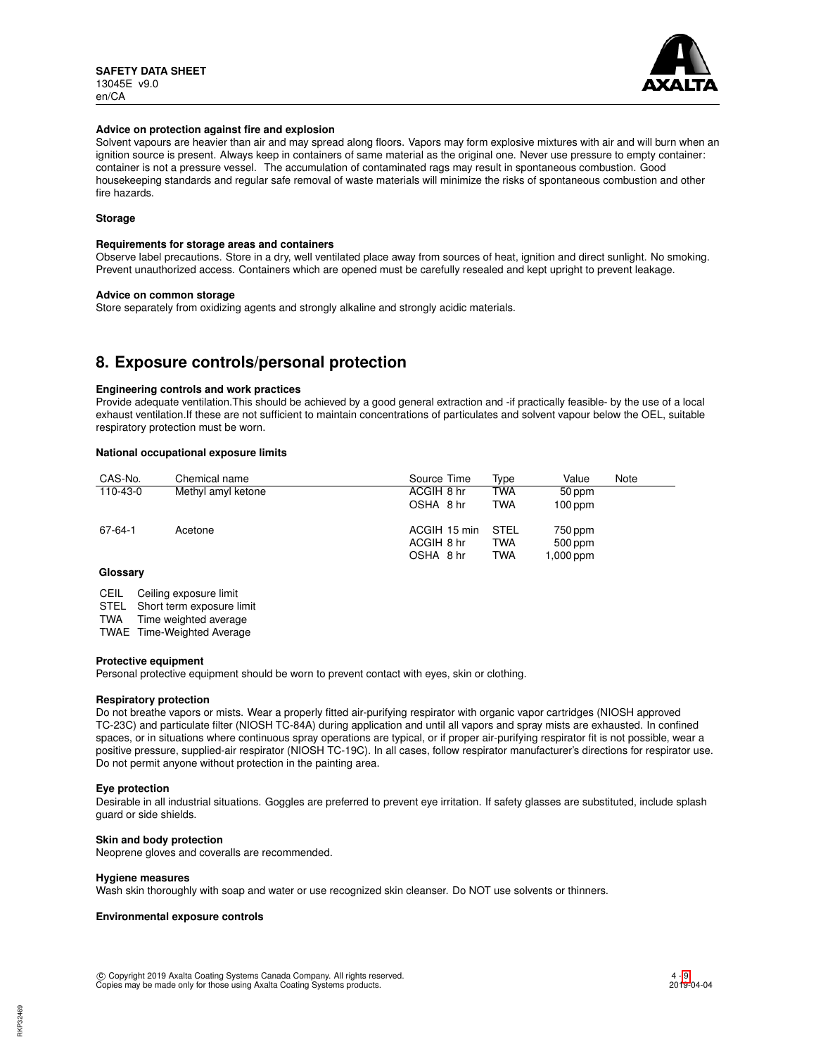**Advice on protection against fire and explosion**

Solvent vapours are heavier than air and may spread along floors. Vapors may form explosive mixtures with air and will burn when an ignition source is present. Always keep in containers of same material as the original one. Never use pressure to empty container: container is not a pressure vessel. The accumulation of contaminated rags may result in spontaneous combustion. Good housekeeping standards and regular safe removal of waste materials will minimize the risks of spontaneous combustion and other fire hazards.

**Storage**

**Requirements for storage areas and containers**

Observe label precautions. Store in a dry, well ventilated place away from sources of heat, ignition and direct sunlight. No smoking. Prevent unauthorized access. Containers which are opened must be carefully resealed and kept upright to prevent leakage.

**Advice on common storage**

Store separately from oxidizing agents and strongly alkaline and strongly acidic materials.

## 8. Exposure controls/personal protection

**Engineering controls and work practices**

Provide adequate ventilation.This should be achieved by a good general extraction and -if practically feasible- by the use of a local exhaust ventilation.If these are not sufficient to maintain concentrations of particulates and solvent vapour below the OEL, suitable respiratory protection must be worn.

**National occupational exposure limits**

| CAS-No. | Chemical name | Source | Time | Type | Value | Note |
|---|---|---|---|---|---|---|
| 110-43-0 | Methyl amyl ketone | ACGIH | 8 hr | TWA | 50 ppm | |
| | | OSHA | 8 hr | TWA | 100 ppm | |
| 67-64-1 | Acetone | ACGIH | 15 min | STEL | 750 ppm | |
| | | ACGIH | 8 hr | TWA | 500 ppm | |
| | | OSHA | 8 hr | TWA | 1,000 ppm | |

**Glossary**

CEIL Ceiling exposure limit
STEL Short term exposure limit
TWA Time weighted average
TWAE Time-Weighted Average

**Protective equipment**

Personal protective equipment should be worn to prevent contact with eyes, skin or clothing.

**Respiratory protection**

Do not breathe vapors or mists. Wear a properly fitted air-purifying respirator with organic vapor cartridges (NIOSH approved TC-23C) and particulate filter (NIOSH TC-84A) during application and until all vapors and spray mists are exhausted. In confined spaces, or in situations where continuous spray operations are typical, or if proper air-purifying respirator fit is not possible, wear a positive pressure, supplied-air respirator (NIOSH TC-19C). In all cases, follow respirator manufacturer's directions for respirator use. Do not permit anyone without protection in the painting area.

**Eye protection**

Desirable in all industrial situations. Goggles are preferred to prevent eye irritation. If safety glasses are substituted, include splash guard or side shields.

**Skin and body protection**

Neoprene gloves and coveralls are recommended.

**Hygiene measures**

Wash skin thoroughly with soap and water or use recognized skin cleanser. Do NOT use solvents or thinners.

**Environmental exposure controls**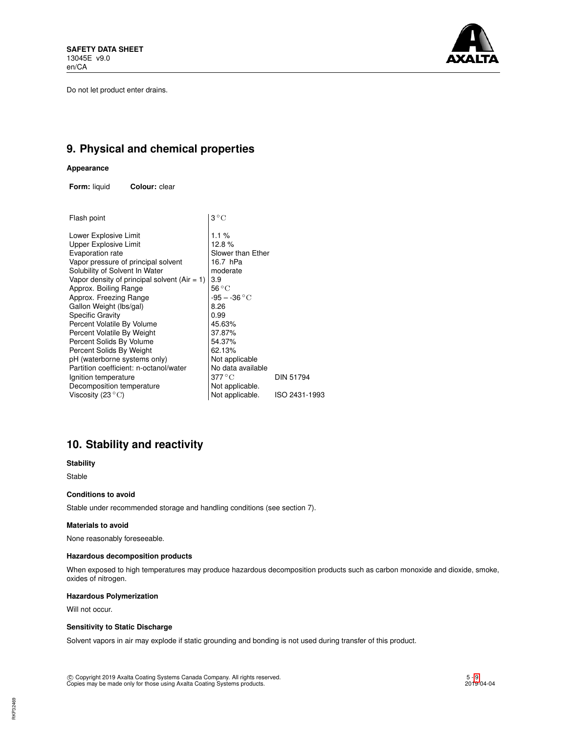Do not let product enter drains.

## 9. Physical and chemical properties

### Appearance

**Form:** liquid **Colour:** clear

| Property | Value | Method |
|---|---|---|
| Flash point | 3 °C | |
| Lower Explosive Limit | 1.1 % | |
| Upper Explosive Limit | 12.8 % | |
| Evaporation rate | Slower than Ether | |
| Vapor pressure of principal solvent | 16.7 hPa | |
| Solubility of Solvent In Water | moderate | |
| Vapor density of principal solvent (Air = 1) | 3.9 | |
| Approx. Boiling Range | 56 °C | |
| Approx. Freezing Range | -95 – -36 °C | |
| Gallon Weight (lbs/gal) | 8.26 | |
| Specific Gravity | 0.99 | |
| Percent Volatile By Volume | 45.63% | |
| Percent Volatile By Weight | 37.87% | |
| Percent Solids By Volume | 54.37% | |
| Percent Solids By Weight | 62.13% | |
| pH (waterborne systems only) | Not applicable | |
| Partition coefficient: n-octanol/water | No data available | |
| Ignition temperature | 377 °C | DIN 51794 |
| Decomposition temperature | Not applicable. | |
| Viscosity (23 °C) | Not applicable. | ISO 2431-1993 |

## 10. Stability and reactivity

### Stability

Stable

### Conditions to avoid

Stable under recommended storage and handling conditions (see section 7).

### Materials to avoid

None reasonably foreseeable.

### Hazardous decomposition products

When exposed to high temperatures may produce hazardous decomposition products such as carbon monoxide and dioxide, smoke, oxides of nitrogen.

### Hazardous Polymerization

Will not occur.

### Sensitivity to Static Discharge

Solvent vapors in air may explode if static grounding and bonding is not used during transfer of this product.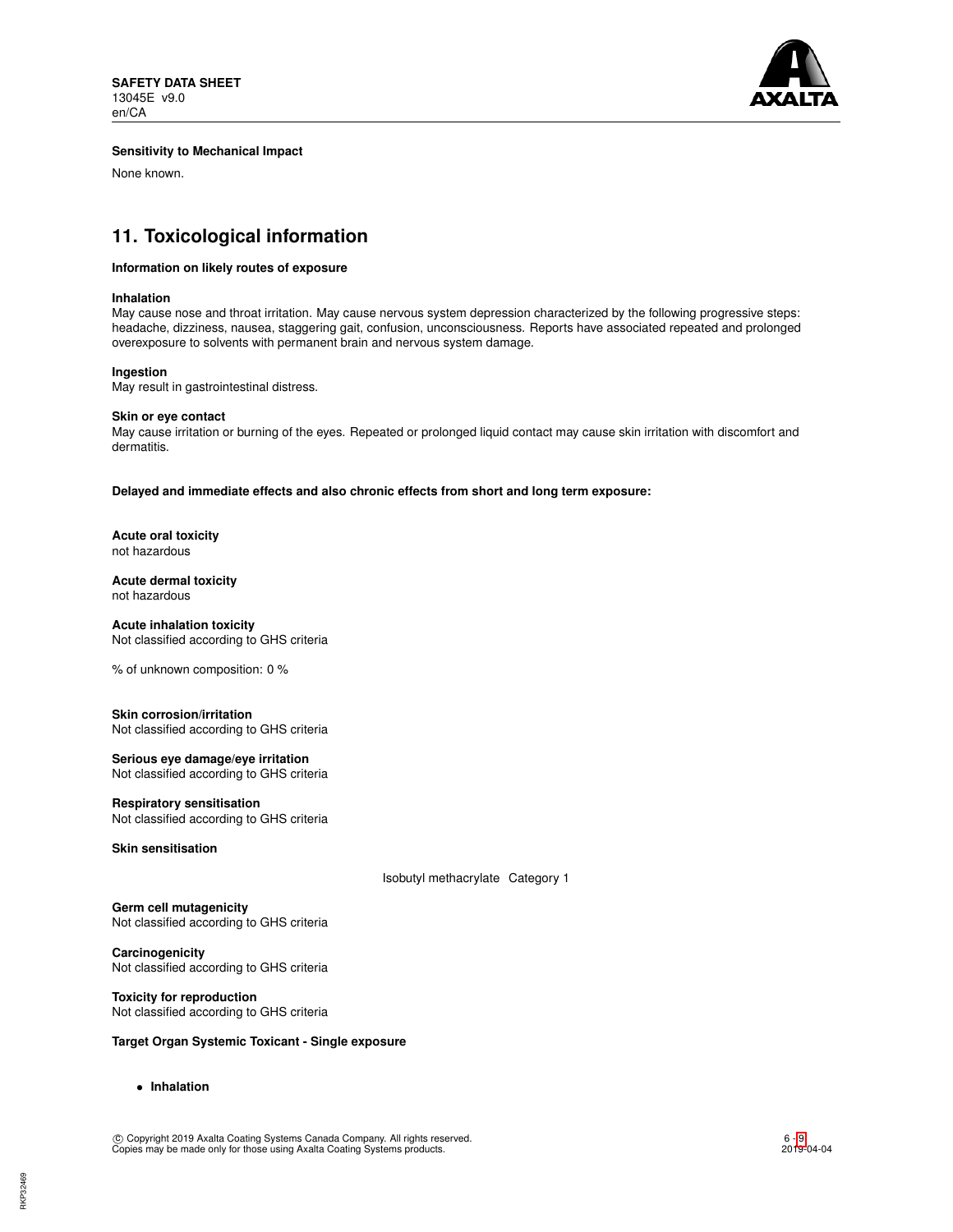**Sensitivity to Mechanical Impact**

None known.

## 11. Toxicological information

**Information on likely routes of exposure**

**Inhalation**
May cause nose and throat irritation. May cause nervous system depression characterized by the following progressive steps: headache, dizziness, nausea, staggering gait, confusion, unconsciousness. Reports have associated repeated and prolonged overexposure to solvents with permanent brain and nervous system damage.

**Ingestion**
May result in gastrointestinal distress.

**Skin or eye contact**
May cause irritation or burning of the eyes. Repeated or prolonged liquid contact may cause skin irritation with discomfort and dermatitis.

**Delayed and immediate effects and also chronic effects from short and long term exposure:**

**Acute oral toxicity**
not hazardous

**Acute dermal toxicity**
not hazardous

**Acute inhalation toxicity**
Not classified according to GHS criteria

% of unknown composition: 0 %

**Skin corrosion/irritation**
Not classified according to GHS criteria

**Serious eye damage/eye irritation**
Not classified according to GHS criteria

**Respiratory sensitisation**
Not classified according to GHS criteria

**Skin sensitisation**

| | |
|---|---|
| Isobutyl methacrylate | Category 1 |

**Germ cell mutagenicity**
Not classified according to GHS criteria

**Carcinogenicity**
Not classified according to GHS criteria

**Toxicity for reproduction**
Not classified according to GHS criteria

**Target Organ Systemic Toxicant - Single exposure**

- **Inhalation**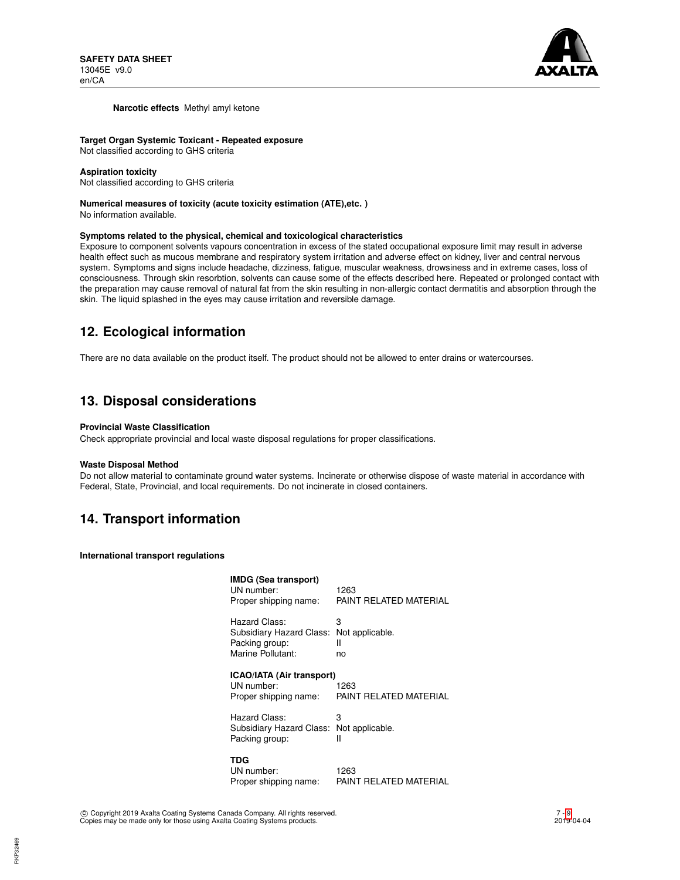**Narcotic effects** Methyl amyl ketone

**Target Organ Systemic Toxicant - Repeated exposure**
Not classified according to GHS criteria

**Aspiration toxicity**
Not classified according to GHS criteria

**Numerical measures of toxicity (acute toxicity estimation (ATE),etc. )**
No information available.

**Symptoms related to the physical, chemical and toxicological characteristics**
Exposure to component solvents vapours concentration in excess of the stated occupational exposure limit may result in adverse health effect such as mucous membrane and respiratory system irritation and adverse effect on kidney, liver and central nervous system. Symptoms and signs include headache, dizziness, fatigue, muscular weakness, drowsiness and in extreme cases, loss of consciousness. Through skin resorbtion, solvents can cause some of the effects described here. Repeated or prolonged contact with the preparation may cause removal of natural fat from the skin resulting in non-allergic contact dermatitis and absorption through the skin. The liquid splashed in the eyes may cause irritation and reversible damage.

## 12. Ecological information

There are no data available on the product itself. The product should not be allowed to enter drains or watercourses.

## 13. Disposal considerations

**Provincial Waste Classification**
Check appropriate provincial and local waste disposal regulations for proper classifications.

**Waste Disposal Method**
Do not allow material to contaminate ground water systems. Incinerate or otherwise dispose of waste material in accordance with Federal, State, Provincial, and local requirements. Do not incinerate in closed containers.

## 14. Transport information

**International transport regulations**

**IMDG (Sea transport)**

| | |
|---|---|
| UN number: | 1263 |
| Proper shipping name: | PAINT RELATED MATERIAL |
| Hazard Class: | 3 |
| Subsidiary Hazard Class: | Not applicable. |
| Packing group: | II |
| Marine Pollutant: | no |

**ICAO/IATA (Air transport)**

| | |
|---|---|
| UN number: | 1263 |
| Proper shipping name: | PAINT RELATED MATERIAL |
| Hazard Class: | 3 |
| Subsidiary Hazard Class: | Not applicable. |
| Packing group: | II |

**TDG**

| | |
|---|---|
| UN number: | 1263 |
| Proper shipping name: | PAINT RELATED MATERIAL |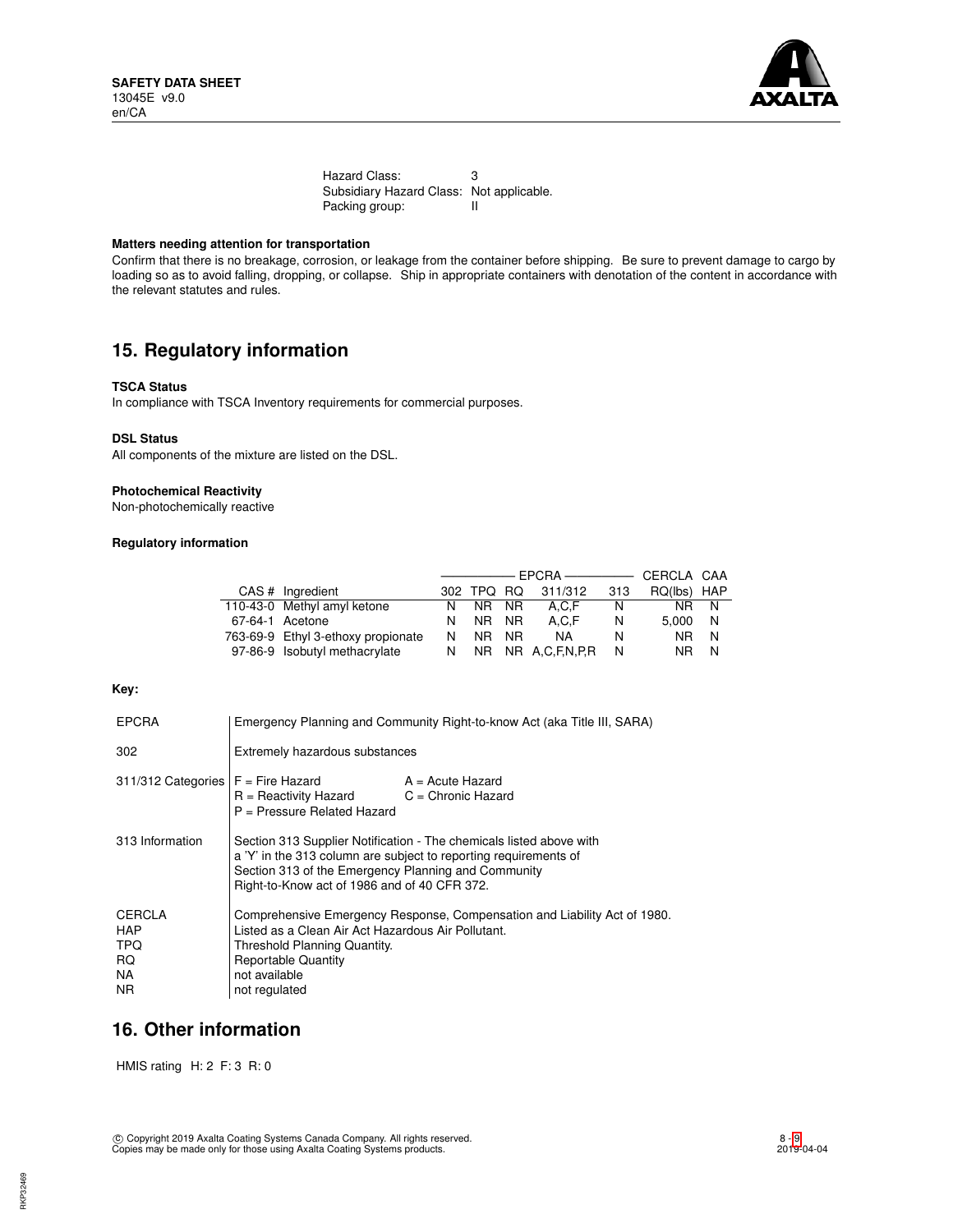Hazard Class: 3
Subsidiary Hazard Class: Not applicable.
Packing group: II

**Matters needing attention for transportation**

Confirm that there is no breakage, corrosion, or leakage from the container before shipping. Be sure to prevent damage to cargo by loading so as to avoid falling, dropping, or collapse. Ship in appropriate containers with denotation of the content in accordance with the relevant statutes and rules.

## 15. Regulatory information

**TSCA Status**

In compliance with TSCA Inventory requirements for commercial purposes.

**DSL Status**

All components of the mixture are listed on the DSL.

**Photochemical Reactivity**

Non-photochemically reactive

**Regulatory information**

| | | EPCRA | | | | | CERCLA | CAA |
|---|---|---|---|---|---|---|---|---|
| CAS # | Ingredient | 302 | TPQ | RQ | 311/312 | 313 | RQ(lbs) | HAP |
| 110-43-0 | Methyl amyl ketone | N | NR | NR | A,C,F | N | NR | N |
| 67-64-1 | Acetone | N | NR | NR | A,C,F | N | 5,000 | N |
| 763-69-9 | Ethyl 3-ethoxy propionate | N | NR | NR | NA | N | NR | N |
| 97-86-9 | Isobutyl methacrylate | N | NR | NR | A,C,F,N,P,R | N | NR | N |

**Key:**

| | |
|---|---|
| EPCRA | Emergency Planning and Community Right-to-know Act (aka Title III, SARA) |
| 302 | Extremely hazardous substances |
| 311/312 Categories | F = Fire Hazard; A = Acute Hazard; R = Reactivity Hazard; C = Chronic Hazard; P = Pressure Related Hazard |
| 313 Information | Section 313 Supplier Notification - The chemicals listed above with a 'Y' in the 313 column are subject to reporting requirements of Section 313 of the Emergency Planning and Community Right-to-Know act of 1986 and of 40 CFR 372. |
| CERCLA | Comprehensive Emergency Response, Compensation and Liability Act of 1980. |
| HAP | Listed as a Clean Air Act Hazardous Air Pollutant. |
| TPQ | Threshold Planning Quantity. |
| RQ | Reportable Quantity |
| NA | not available |
| NR | not regulated |

## 16. Other information

HMIS rating H: 2 F: 3 R: 0

© Copyright 2019 Axalta Coating Systems Canada Company. All rights reserved.
Copies may be made only for those using Axalta Coating Systems products.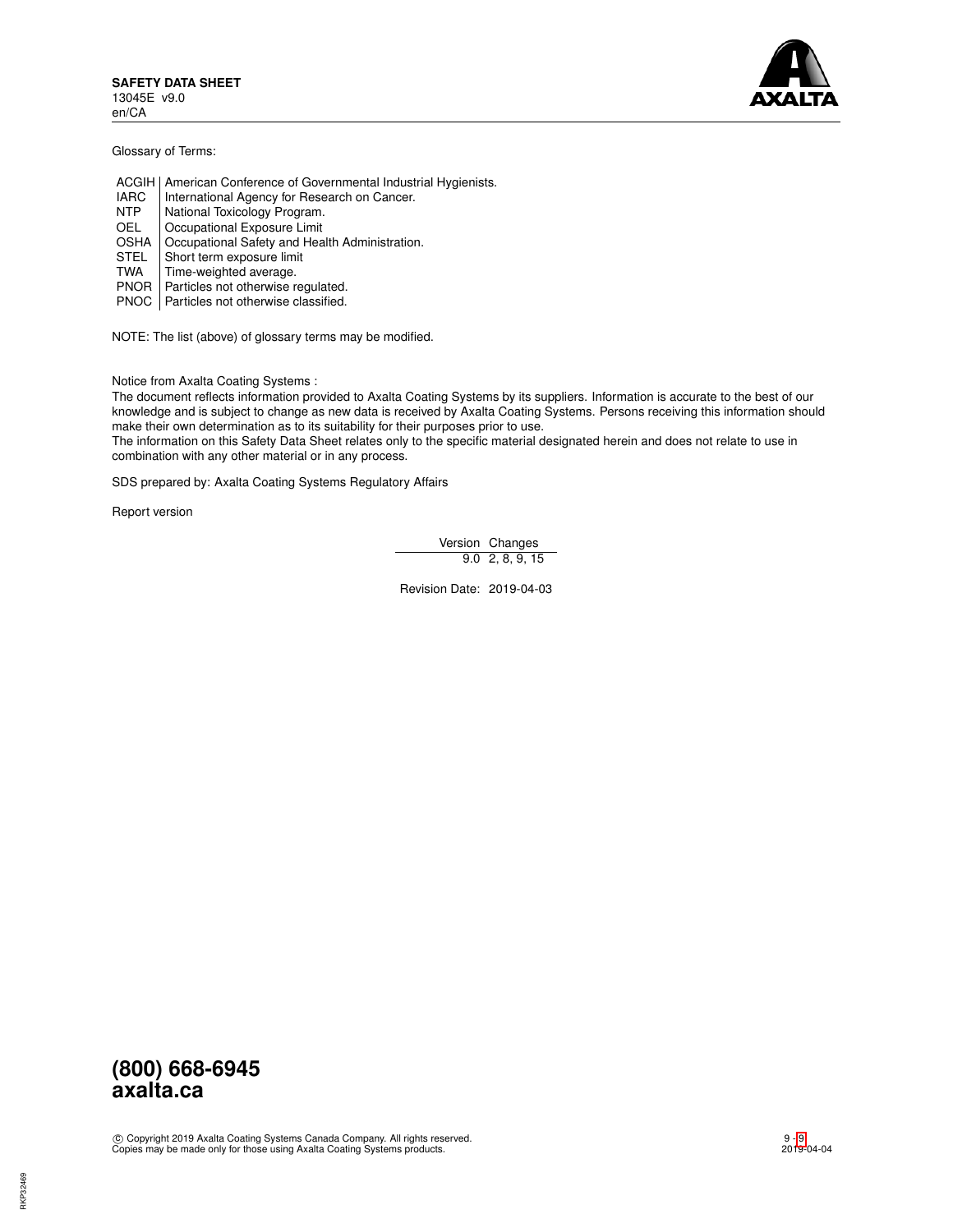Glossary of Terms:

| | |
|---|---|
| ACGIH | American Conference of Governmental Industrial Hygienists. |
| IARC | International Agency for Research on Cancer. |
| NTP | National Toxicology Program. |
| OEL | Occupational Exposure Limit |
| OSHA | Occupational Safety and Health Administration. |
| STEL | Short term exposure limit |
| TWA | Time-weighted average. |
| PNOR | Particles not otherwise regulated. |
| PNOC | Particles not otherwise classified. |

NOTE: The list (above) of glossary terms may be modified.

Notice from Axalta Coating Systems :
The document reflects information provided to Axalta Coating Systems by its suppliers. Information is accurate to the best of our knowledge and is subject to change as new data is received by Axalta Coating Systems. Persons receiving this information should make their own determination as to its suitability for their purposes prior to use.
The information on this Safety Data Sheet relates only to the specific material designated herein and does not relate to use in combination with any other material or in any process.

SDS prepared by: Axalta Coating Systems Regulatory Affairs

Report version

| Version | Changes |
|---|---|
| 9.0 | 2, 8, 9, 15 |

Revision Date: 2019-04-03

**(800) 668-6945**
**axalta.ca**

© Copyright 2019 Axalta Coating Systems Canada Company. All rights reserved.
Copies may be made only for those using Axalta Coating Systems products.